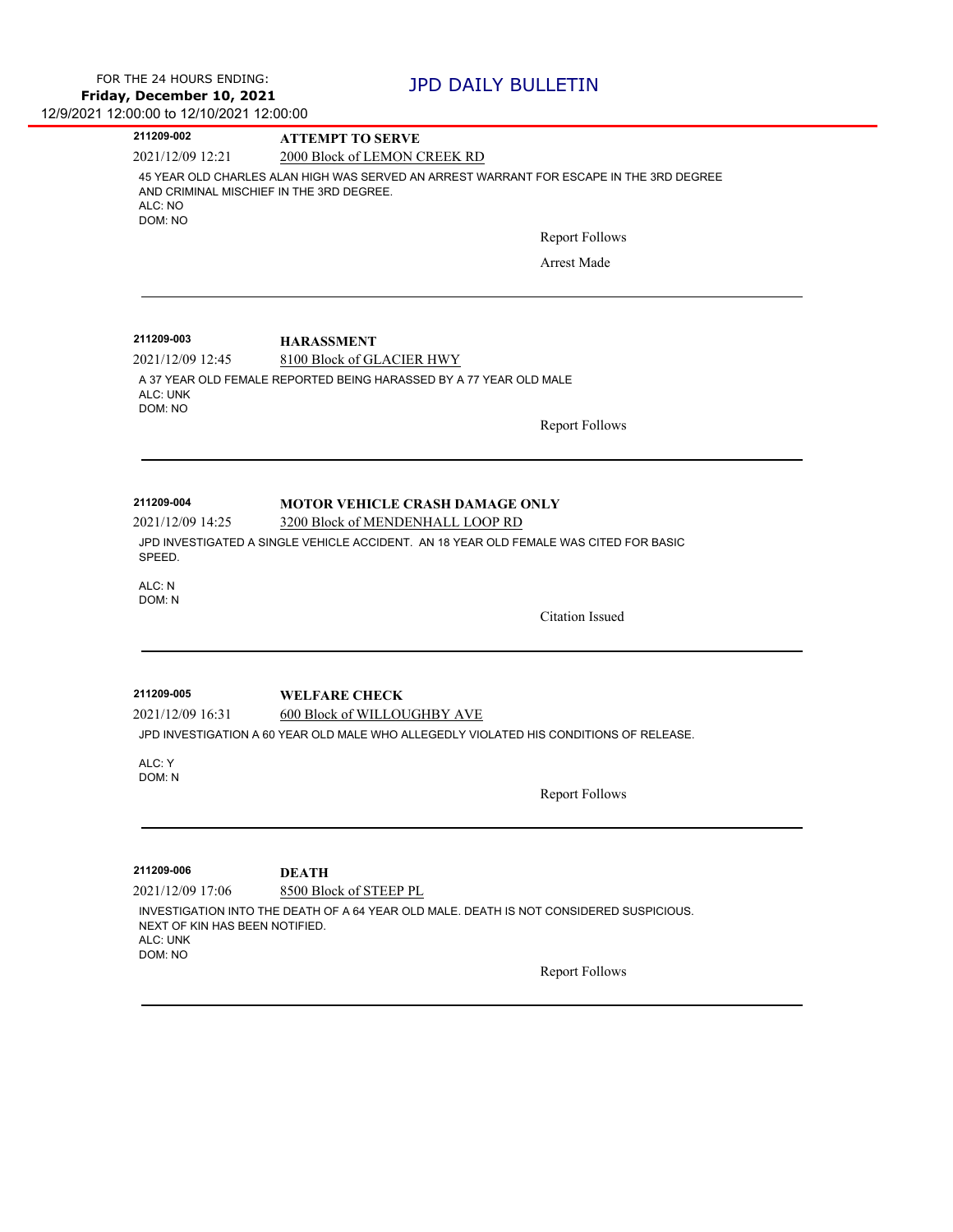FOR THE 24 HOURS ENDING:
**Friday, December 10, 2021**
12/9/2021 12:00:00 to 12/10/2021 12:00:00

# JPD DAILY BULLETIN

---

**211209-002** **ATTEMPT TO SERVE**

2021/12/09 12:21 2000 Block of LEMON CREEK RD

45 YEAR OLD CHARLES ALAN HIGH WAS SERVED AN ARREST WARRANT FOR ESCAPE IN THE 3RD DEGREE AND CRIMINAL MISCHIEF IN THE 3RD DEGREE.
ALC: NO
DOM: NO

Report Follows

Arrest Made

---

**211209-003** **HARASSMENT**

2021/12/09 12:45 8100 Block of GLACIER HWY

A 37 YEAR OLD FEMALE REPORTED BEING HARASSED BY A 77 YEAR OLD MALE
ALC: UNK
DOM: NO

Report Follows

---

**211209-004** **MOTOR VEHICLE CRASH DAMAGE ONLY**

2021/12/09 14:25 3200 Block of MENDENHALL LOOP RD

JPD INVESTIGATED A SINGLE VEHICLE ACCIDENT. AN 18 YEAR OLD FEMALE WAS CITED FOR BASIC SPEED.

ALC: N
DOM: N

Citation Issued

---

**211209-005** **WELFARE CHECK**

2021/12/09 16:31 600 Block of WILLOUGHBY AVE

JPD INVESTIGATION A 60 YEAR OLD MALE WHO ALLEGEDLY VIOLATED HIS CONDITIONS OF RELEASE.

ALC: Y
DOM: N

Report Follows

---

**211209-006** **DEATH**

2021/12/09 17:06 8500 Block of STEEP PL

INVESTIGATION INTO THE DEATH OF A 64 YEAR OLD MALE. DEATH IS NOT CONSIDERED SUSPICIOUS. NEXT OF KIN HAS BEEN NOTIFIED.
ALC: UNK
DOM: NO

Report Follows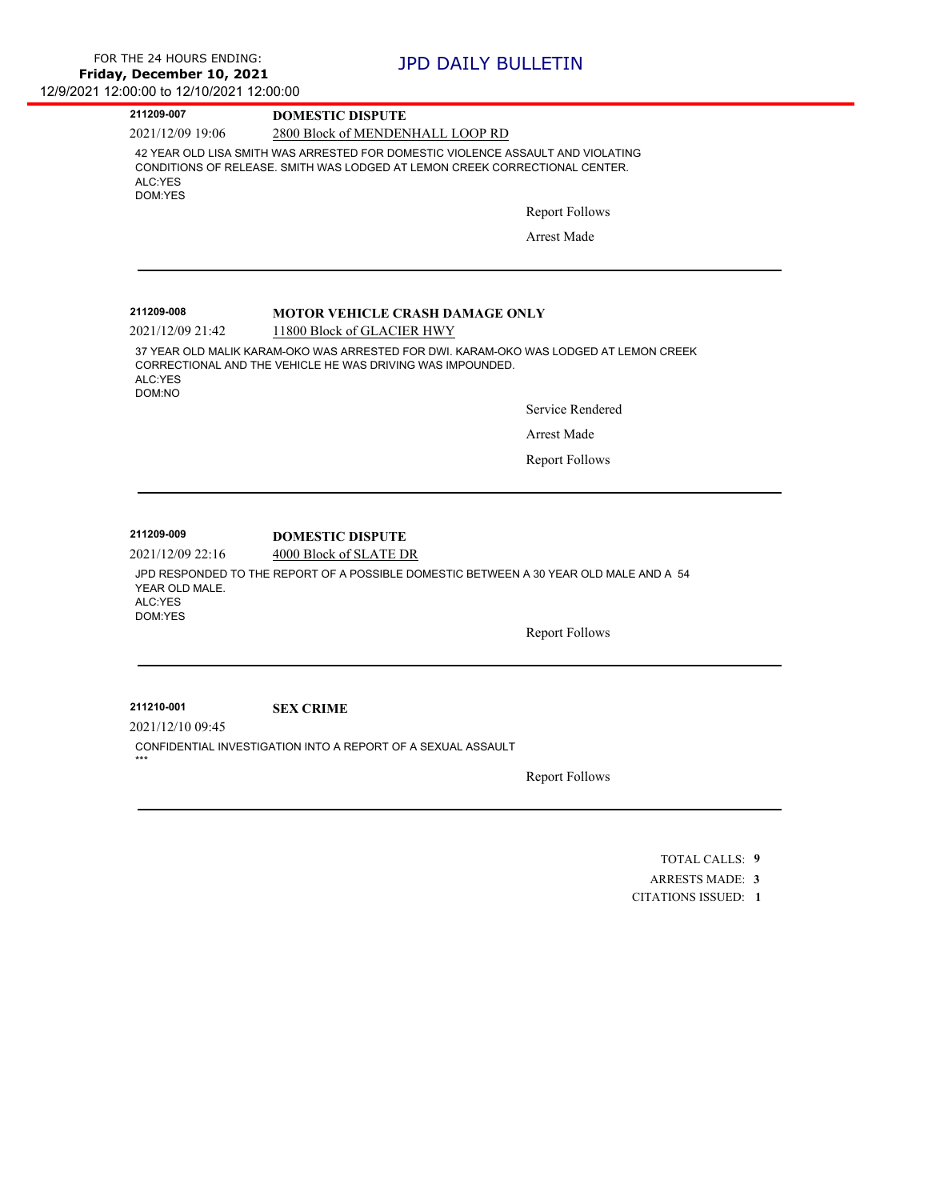FOR THE 24 HOURS ENDING:
**Friday, December 10, 2021**
12/9/2021 12:00:00 to 12/10/2021 12:00:00

# JPD DAILY BULLETIN

---

**211209-007** **DOMESTIC DISPUTE**

2021/12/09 19:06 2800 Block of MENDENHALL LOOP RD

42 YEAR OLD LISA SMITH WAS ARRESTED FOR DOMESTIC VIOLENCE ASSAULT AND VIOLATING CONDITIONS OF RELEASE. SMITH WAS LODGED AT LEMON CREEK CORRECTIONAL CENTER.
ALC:YES
DOM:YES

Report Follows

Arrest Made

---

**211209-008** **MOTOR VEHICLE CRASH DAMAGE ONLY**

2021/12/09 21:42 11800 Block of GLACIER HWY

37 YEAR OLD MALIK KARAM-OKO WAS ARRESTED FOR DWI. KARAM-OKO WAS LODGED AT LEMON CREEK CORRECTIONAL AND THE VEHICLE HE WAS DRIVING WAS IMPOUNDED.
ALC:YES
DOM:NO

Service Rendered

Arrest Made

Report Follows

---

**211209-009** **DOMESTIC DISPUTE**

2021/12/09 22:16 4000 Block of SLATE DR

JPD RESPONDED TO THE REPORT OF A POSSIBLE DOMESTIC BETWEEN A 30 YEAR OLD MALE AND A 54 YEAR OLD MALE.
ALC:YES
DOM:YES

Report Follows

---

**211210-001** **SEX CRIME**

2021/12/10 09:45

CONFIDENTIAL INVESTIGATION INTO A REPORT OF A SEXUAL ASSAULT
***

Report Follows

---

TOTAL CALLS: **9**

ARRESTS MADE: **3**

CITATIONS ISSUED: **1**